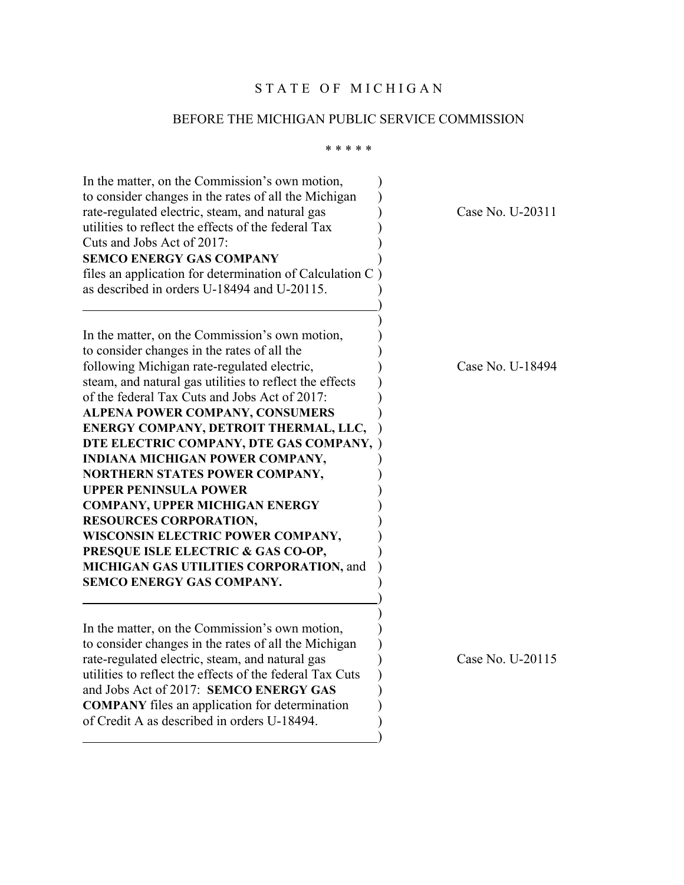STATE OF MICHIGAN

BEFORE THE MICHIGAN PUBLIC SERVICE COMMISSION

\* \* \* \* \*

| | |
|---|---|
| In the matter, on the Commission's own motion, to consider changes in the rates of all the Michigan rate-regulated electric, steam, and natural gas utilities to reflect the effects of the federal Tax Cuts and Jobs Act of 2017: **SEMCO ENERGY GAS COMPANY** files an application for determination of Calculation C as described in orders U-18494 and U-20115. | Case No. U-20311 |
| In the matter, on the Commission's own motion, to consider changes in the rates of all the following Michigan rate-regulated electric, steam, and natural gas utilities to reflect the effects of the federal Tax Cuts and Jobs Act of 2017: **ALPENA POWER COMPANY, CONSUMERS ENERGY COMPANY, DETROIT THERMAL, LLC, DTE ELECTRIC COMPANY, DTE GAS COMPANY, INDIANA MICHIGAN POWER COMPANY, NORTHERN STATES POWER COMPANY, UPPER PENINSULA POWER COMPANY, UPPER MICHIGAN ENERGY RESOURCES CORPORATION, WISCONSIN ELECTRIC POWER COMPANY, PRESQUE ISLE ELECTRIC & GAS CO-OP, MICHIGAN GAS UTILITIES CORPORATION,** and **SEMCO ENERGY GAS COMPANY.** | Case No. U-18494 |
| In the matter, on the Commission's own motion, to consider changes in the rates of all the Michigan rate-regulated electric, steam, and natural gas utilities to reflect the effects of the federal Tax Cuts and Jobs Act of 2017: **SEMCO ENERGY GAS COMPANY** files an application for determination of Credit A as described in orders U-18494. | Case No. U-20115 |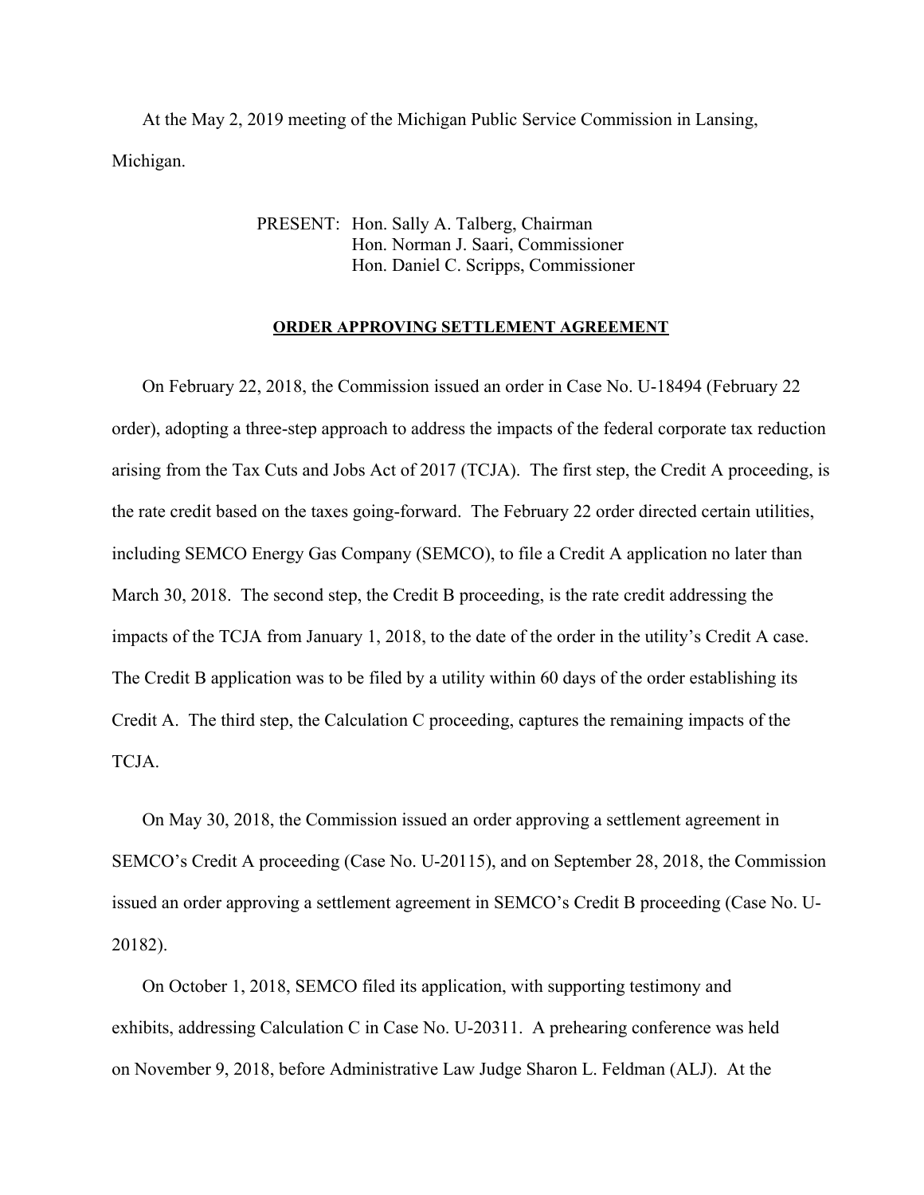At the May 2, 2019 meeting of the Michigan Public Service Commission in Lansing, Michigan.

PRESENT: Hon. Sally A. Talberg, Chairman
Hon. Norman J. Saari, Commissioner
Hon. Daniel C. Scripps, Commissioner

**ORDER APPROVING SETTLEMENT AGREEMENT**

On February 22, 2018, the Commission issued an order in Case No. U-18494 (February 22 order), adopting a three-step approach to address the impacts of the federal corporate tax reduction arising from the Tax Cuts and Jobs Act of 2017 (TCJA). The first step, the Credit A proceeding, is the rate credit based on the taxes going-forward. The February 22 order directed certain utilities, including SEMCO Energy Gas Company (SEMCO), to file a Credit A application no later than March 30, 2018. The second step, the Credit B proceeding, is the rate credit addressing the impacts of the TCJA from January 1, 2018, to the date of the order in the utility's Credit A case. The Credit B application was to be filed by a utility within 60 days of the order establishing its Credit A. The third step, the Calculation C proceeding, captures the remaining impacts of the TCJA.

On May 30, 2018, the Commission issued an order approving a settlement agreement in SEMCO's Credit A proceeding (Case No. U-20115), and on September 28, 2018, the Commission issued an order approving a settlement agreement in SEMCO's Credit B proceeding (Case No. U-20182).

On October 1, 2018, SEMCO filed its application, with supporting testimony and exhibits, addressing Calculation C in Case No. U-20311. A prehearing conference was held on November 9, 2018, before Administrative Law Judge Sharon L. Feldman (ALJ). At the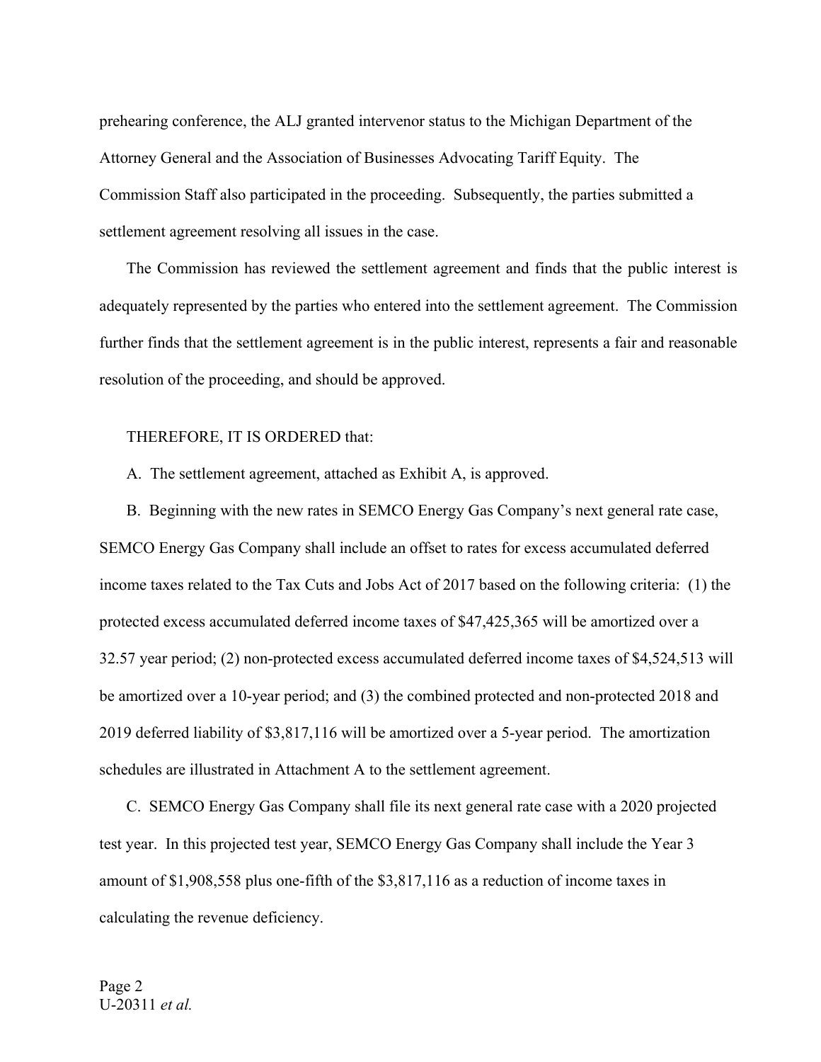prehearing conference, the ALJ granted intervenor status to the Michigan Department of the Attorney General and the Association of Businesses Advocating Tariff Equity. The Commission Staff also participated in the proceeding. Subsequently, the parties submitted a settlement agreement resolving all issues in the case.

The Commission has reviewed the settlement agreement and finds that the public interest is adequately represented by the parties who entered into the settlement agreement. The Commission further finds that the settlement agreement is in the public interest, represents a fair and reasonable resolution of the proceeding, and should be approved.

THEREFORE, IT IS ORDERED that:

A. The settlement agreement, attached as Exhibit A, is approved.

B. Beginning with the new rates in SEMCO Energy Gas Company's next general rate case, SEMCO Energy Gas Company shall include an offset to rates for excess accumulated deferred income taxes related to the Tax Cuts and Jobs Act of 2017 based on the following criteria: (1) the protected excess accumulated deferred income taxes of $47,425,365 will be amortized over a 32.57 year period; (2) non-protected excess accumulated deferred income taxes of $4,524,513 will be amortized over a 10-year period; and (3) the combined protected and non-protected 2018 and 2019 deferred liability of $3,817,116 will be amortized over a 5-year period. The amortization schedules are illustrated in Attachment A to the settlement agreement.

C. SEMCO Energy Gas Company shall file its next general rate case with a 2020 projected test year. In this projected test year, SEMCO Energy Gas Company shall include the Year 3 amount of $1,908,558 plus one-fifth of the $3,817,116 as a reduction of income taxes in calculating the revenue deficiency.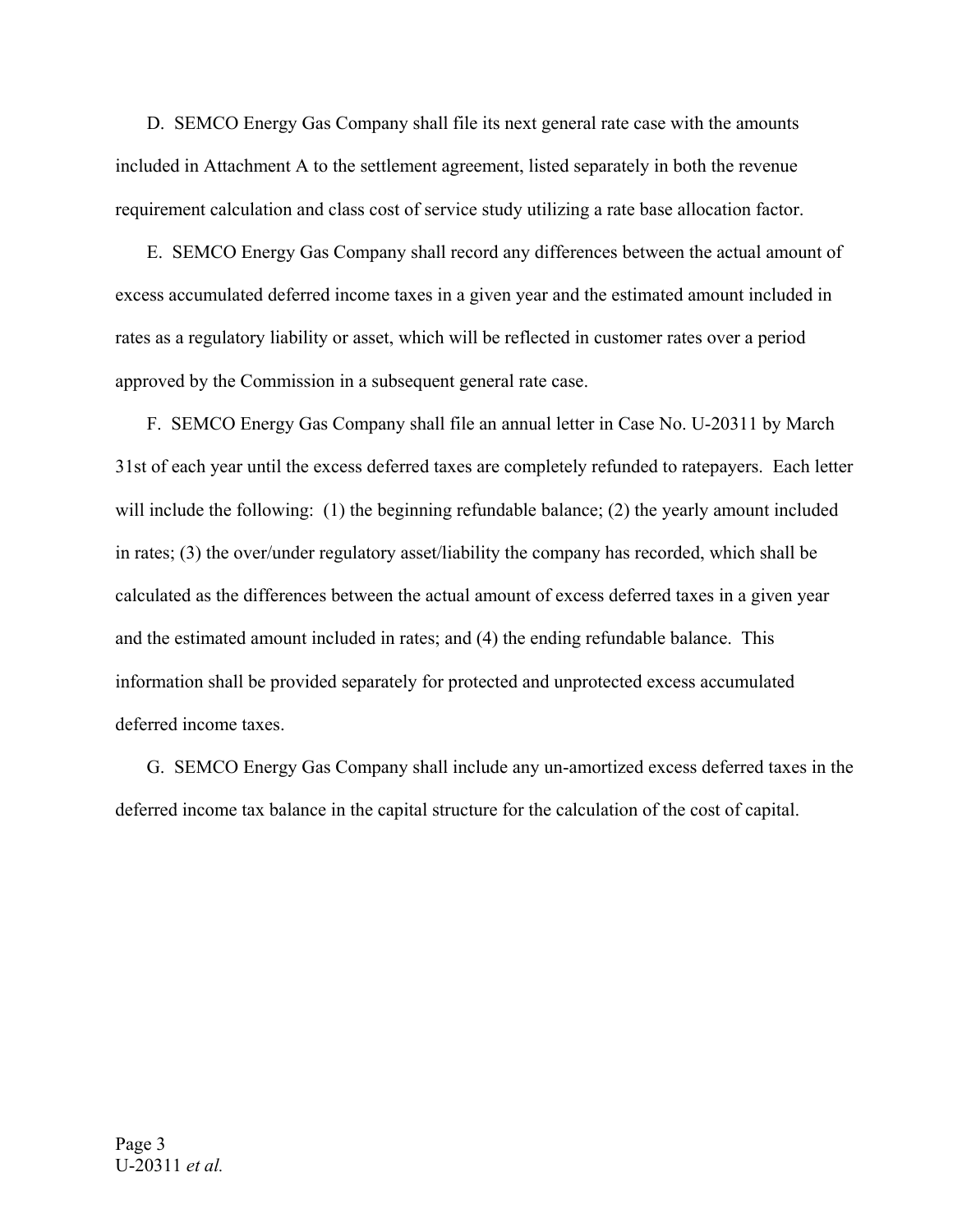D. SEMCO Energy Gas Company shall file its next general rate case with the amounts included in Attachment A to the settlement agreement, listed separately in both the revenue requirement calculation and class cost of service study utilizing a rate base allocation factor.

E. SEMCO Energy Gas Company shall record any differences between the actual amount of excess accumulated deferred income taxes in a given year and the estimated amount included in rates as a regulatory liability or asset, which will be reflected in customer rates over a period approved by the Commission in a subsequent general rate case.

F. SEMCO Energy Gas Company shall file an annual letter in Case No. U-20311 by March 31st of each year until the excess deferred taxes are completely refunded to ratepayers. Each letter will include the following: (1) the beginning refundable balance; (2) the yearly amount included in rates; (3) the over/under regulatory asset/liability the company has recorded, which shall be calculated as the differences between the actual amount of excess deferred taxes in a given year and the estimated amount included in rates; and (4) the ending refundable balance. This information shall be provided separately for protected and unprotected excess accumulated deferred income taxes.

G. SEMCO Energy Gas Company shall include any un-amortized excess deferred taxes in the deferred income tax balance in the capital structure for the calculation of the cost of capital.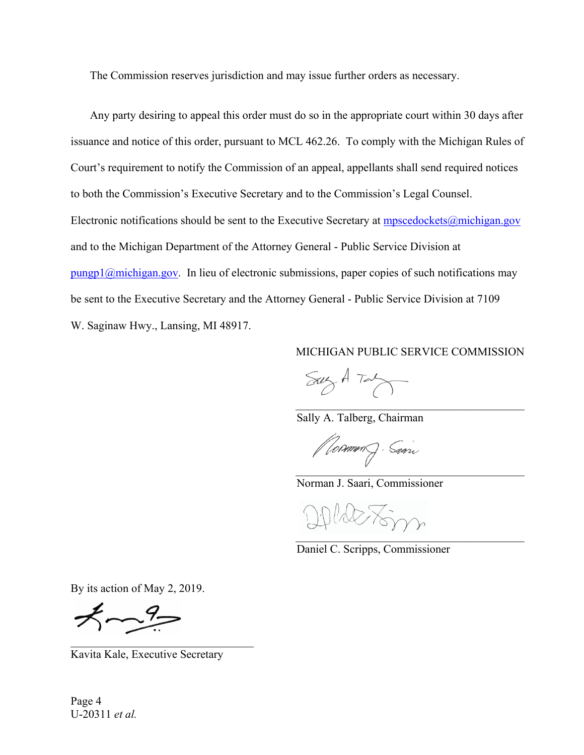The Commission reserves jurisdiction and may issue further orders as necessary.

Any party desiring to appeal this order must do so in the appropriate court within 30 days after issuance and notice of this order, pursuant to MCL 462.26. To comply with the Michigan Rules of Court's requirement to notify the Commission of an appeal, appellants shall send required notices to both the Commission's Executive Secretary and to the Commission's Legal Counsel. Electronic notifications should be sent to the Executive Secretary at mpscedockets@michigan.gov and to the Michigan Department of the Attorney General - Public Service Division at pungp1@michigan.gov. In lieu of electronic submissions, paper copies of such notifications may be sent to the Executive Secretary and the Attorney General - Public Service Division at 7109 W. Saginaw Hwy., Lansing, MI 48917.

MICHIGAN PUBLIC SERVICE COMMISSION

Sally A. Talberg, Chairman

Norman J. Saari, Commissioner

Daniel C. Scripps, Commissioner

By its action of May 2, 2019.

Kavita Kale, Executive Secretary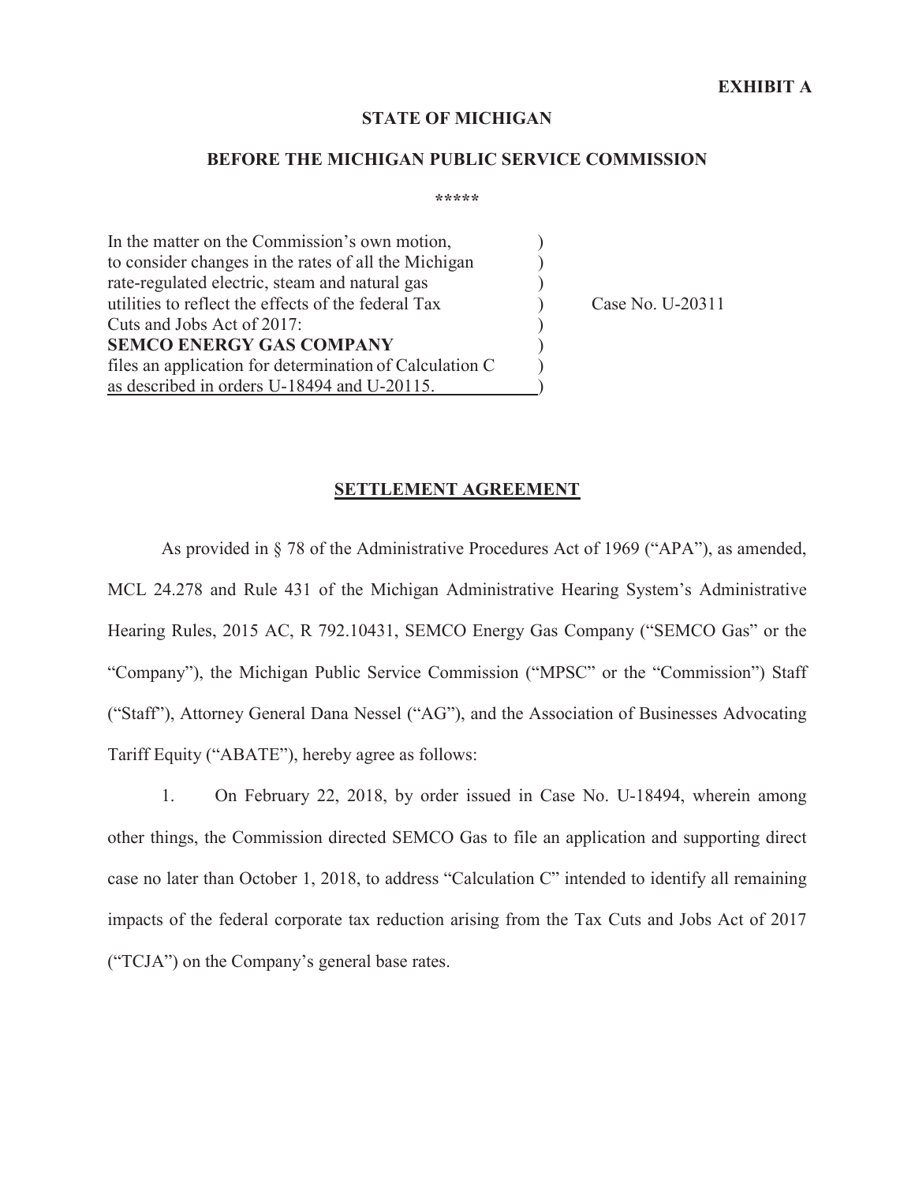**EXHIBIT A**

**STATE OF MICHIGAN**

**BEFORE THE MICHIGAN PUBLIC SERVICE COMMISSION**

\*\*\*\*\*

| | | |
|---|---|---|
| In the matter on the Commission's own motion, to consider changes in the rates of all the Michigan rate-regulated electric, steam and natural gas utilities to reflect the effects of the federal Tax Cuts and Jobs Act of 2017: **SEMCO ENERGY GAS COMPANY** files an application for determination of Calculation C as described in orders U-18494 and U-20115. | ) | Case No. U-20311 |

## SETTLEMENT AGREEMENT

As provided in § 78 of the Administrative Procedures Act of 1969 ("APA"), as amended, MCL 24.278 and Rule 431 of the Michigan Administrative Hearing System's Administrative Hearing Rules, 2015 AC, R 792.10431, SEMCO Energy Gas Company ("SEMCO Gas" or the "Company"), the Michigan Public Service Commission ("MPSC" or the "Commission") Staff ("Staff"), Attorney General Dana Nessel ("AG"), and the Association of Businesses Advocating Tariff Equity ("ABATE"), hereby agree as follows:

1. On February 22, 2018, by order issued in Case No. U-18494, wherein among other things, the Commission directed SEMCO Gas to file an application and supporting direct case no later than October 1, 2018, to address "Calculation C" intended to identify all remaining impacts of the federal corporate tax reduction arising from the Tax Cuts and Jobs Act of 2017 ("TCJA") on the Company's general base rates.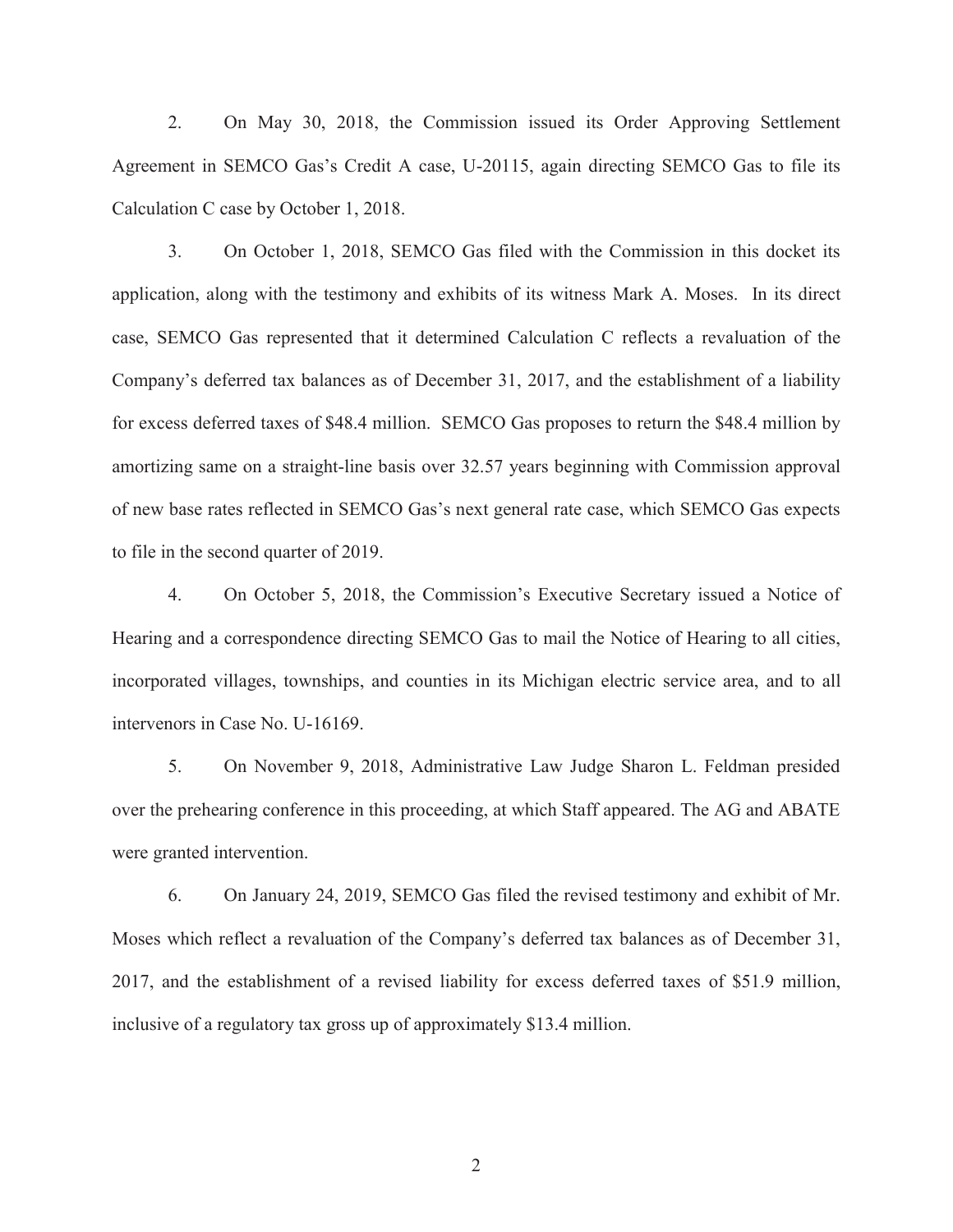2. On May 30, 2018, the Commission issued its Order Approving Settlement Agreement in SEMCO Gas's Credit A case, U-20115, again directing SEMCO Gas to file its Calculation C case by October 1, 2018.

3. On October 1, 2018, SEMCO Gas filed with the Commission in this docket its application, along with the testimony and exhibits of its witness Mark A. Moses. In its direct case, SEMCO Gas represented that it determined Calculation C reflects a revaluation of the Company's deferred tax balances as of December 31, 2017, and the establishment of a liability for excess deferred taxes of $48.4 million. SEMCO Gas proposes to return the $48.4 million by amortizing same on a straight-line basis over 32.57 years beginning with Commission approval of new base rates reflected in SEMCO Gas's next general rate case, which SEMCO Gas expects to file in the second quarter of 2019.

4. On October 5, 2018, the Commission's Executive Secretary issued a Notice of Hearing and a correspondence directing SEMCO Gas to mail the Notice of Hearing to all cities, incorporated villages, townships, and counties in its Michigan electric service area, and to all intervenors in Case No. U-16169.

5. On November 9, 2018, Administrative Law Judge Sharon L. Feldman presided over the prehearing conference in this proceeding, at which Staff appeared. The AG and ABATE were granted intervention.

6. On January 24, 2019, SEMCO Gas filed the revised testimony and exhibit of Mr. Moses which reflect a revaluation of the Company's deferred tax balances as of December 31, 2017, and the establishment of a revised liability for excess deferred taxes of $51.9 million, inclusive of a regulatory tax gross up of approximately $13.4 million.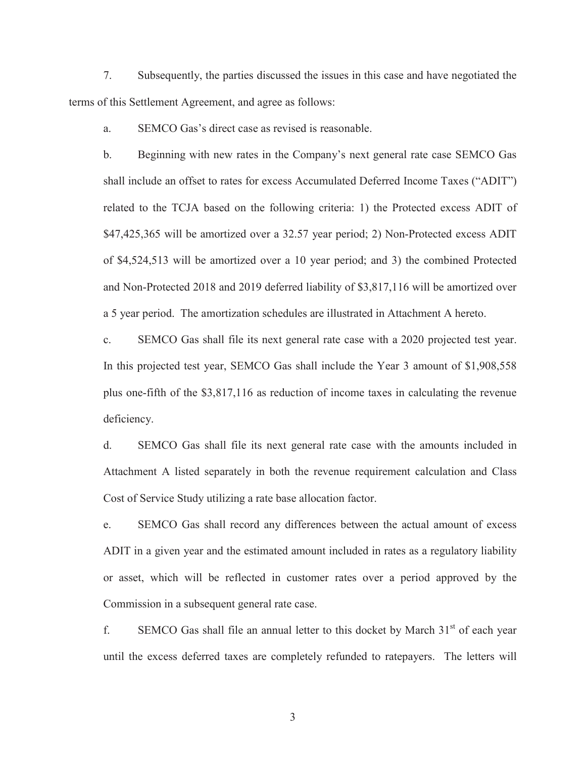7. Subsequently, the parties discussed the issues in this case and have negotiated the terms of this Settlement Agreement, and agree as follows:

a. SEMCO Gas's direct case as revised is reasonable.

b. Beginning with new rates in the Company's next general rate case SEMCO Gas shall include an offset to rates for excess Accumulated Deferred Income Taxes ("ADIT") related to the TCJA based on the following criteria: 1) the Protected excess ADIT of $47,425,365 will be amortized over a 32.57 year period; 2) Non-Protected excess ADIT of $4,524,513 will be amortized over a 10 year period; and 3) the combined Protected and Non-Protected 2018 and 2019 deferred liability of $3,817,116 will be amortized over a 5 year period. The amortization schedules are illustrated in Attachment A hereto.

c. SEMCO Gas shall file its next general rate case with a 2020 projected test year. In this projected test year, SEMCO Gas shall include the Year 3 amount of $1,908,558 plus one-fifth of the $3,817,116 as reduction of income taxes in calculating the revenue deficiency.

d. SEMCO Gas shall file its next general rate case with the amounts included in Attachment A listed separately in both the revenue requirement calculation and Class Cost of Service Study utilizing a rate base allocation factor.

e. SEMCO Gas shall record any differences between the actual amount of excess ADIT in a given year and the estimated amount included in rates as a regulatory liability or asset, which will be reflected in customer rates over a period approved by the Commission in a subsequent general rate case.

f. SEMCO Gas shall file an annual letter to this docket by March 31st of each year until the excess deferred taxes are completely refunded to ratepayers. The letters will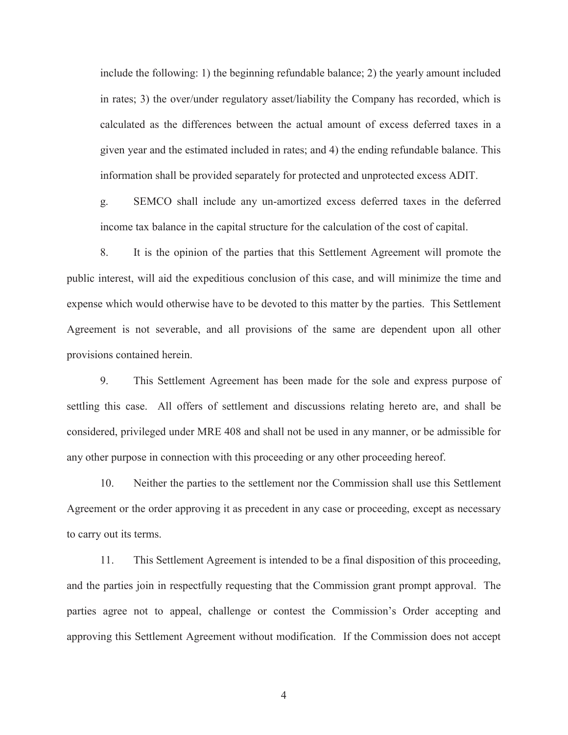include the following: 1) the beginning refundable balance; 2) the yearly amount included in rates; 3) the over/under regulatory asset/liability the Company has recorded, which is calculated as the differences between the actual amount of excess deferred taxes in a given year and the estimated included in rates; and 4) the ending refundable balance. This information shall be provided separately for protected and unprotected excess ADIT.

g. SEMCO shall include any un-amortized excess deferred taxes in the deferred income tax balance in the capital structure for the calculation of the cost of capital.

8. It is the opinion of the parties that this Settlement Agreement will promote the public interest, will aid the expeditious conclusion of this case, and will minimize the time and expense which would otherwise have to be devoted to this matter by the parties. This Settlement Agreement is not severable, and all provisions of the same are dependent upon all other provisions contained herein.

9. This Settlement Agreement has been made for the sole and express purpose of settling this case. All offers of settlement and discussions relating hereto are, and shall be considered, privileged under MRE 408 and shall not be used in any manner, or be admissible for any other purpose in connection with this proceeding or any other proceeding hereof.

10. Neither the parties to the settlement nor the Commission shall use this Settlement Agreement or the order approving it as precedent in any case or proceeding, except as necessary to carry out its terms.

11. This Settlement Agreement is intended to be a final disposition of this proceeding, and the parties join in respectfully requesting that the Commission grant prompt approval. The parties agree not to appeal, challenge or contest the Commission's Order accepting and approving this Settlement Agreement without modification. If the Commission does not accept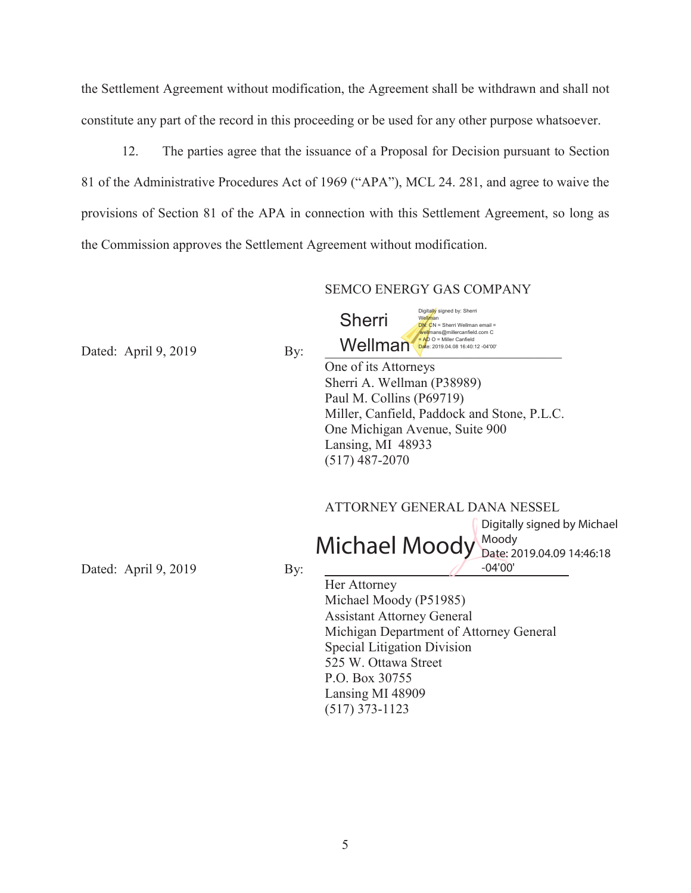the Settlement Agreement without modification, the Agreement shall be withdrawn and shall not constitute any part of the record in this proceeding or be used for any other purpose whatsoever.

12. The parties agree that the issuance of a Proposal for Decision pursuant to Section 81 of the Administrative Procedures Act of 1969 ("APA"), MCL 24. 281, and agree to waive the provisions of Section 81 of the APA in connection with this Settlement Agreement, so long as the Commission approves the Settlement Agreement without modification.

SEMCO ENERGY GAS COMPANY

Dated: April 9, 2019 By: Sherri Wellman

Digitally signed by: Sherri Wellman
DN: CN = Sherri Wellman email = wellmans@millercanfield.com C = AD O = Miller Canfield
Date: 2019.04.08 16:40:12 -04'00'

One of its Attorneys
Sherri A. Wellman (P38989)
Paul M. Collins (P69719)
Miller, Canfield, Paddock and Stone, P.L.C.
One Michigan Avenue, Suite 900
Lansing, MI 48933
(517) 487-2070

ATTORNEY GENERAL DANA NESSEL

Dated: April 9, 2019 By: Michael Moody

Digitally signed by Michael Moody
Date: 2019.04.09 14:46:18 -04'00'

Her Attorney
Michael Moody (P51985)
Assistant Attorney General
Michigan Department of Attorney General
Special Litigation Division
525 W. Ottawa Street
P.O. Box 30755
Lansing MI 48909
(517) 373-1123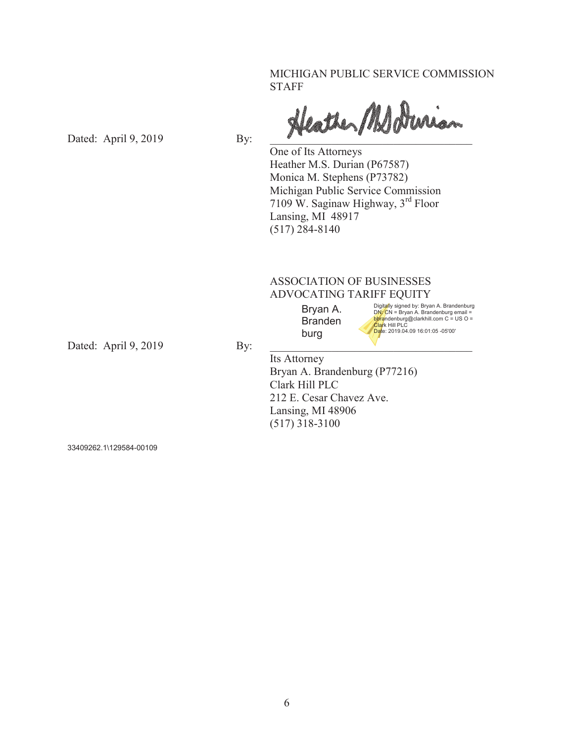MICHIGAN PUBLIC SERVICE COMMISSION STAFF

Dated: April 9, 2019 By: ______________________________

One of Its Attorneys
Heather M.S. Durian (P67587)
Monica M. Stephens (P73782)
Michigan Public Service Commission
7109 W. Saginaw Highway, 3rd Floor
Lansing, MI 48917
(517) 284-8140

ASSOCIATION OF BUSINESSES ADVOCATING TARIFF EQUITY

Bryan A. Brandenburg

Digitally signed by: Bryan A. Brandenburg
DN: CN = Bryan A. Brandenburg email = bbrandenburg@clarkhill.com C = US O = Clark Hill PLC
Date: 2019.04.09 16:01:05 -05'00'

Dated: April 9, 2019 By: ______________________________

Its Attorney
Bryan A. Brandenburg (P77216)
Clark Hill PLC
212 E. Cesar Chavez Ave.
Lansing, MI 48906
(517) 318-3100

33409262.1\129584-00109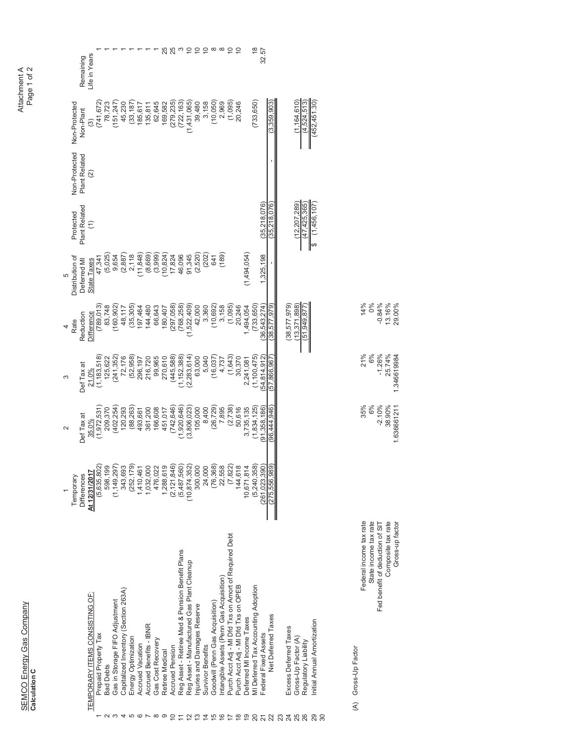SEMCO Energy Gas Company
**Calculation C**

Attachment A
Page 1 of 2

| | TEMPORARY ITEMS CONSISTING OF: | 1<br>Temporary Differences<br>At 12/31/2017 | 2<br>Def Tax at<br>35.0% | 3<br>Def Tax at<br>21.0% | 4<br>Rate Reduction Difference | 5<br>Distribution of Deferred MI State Taxes | Protected Plant Related<br>(1) | Non-Protected Plant Related<br>(2) | Non-Protected Non-Plant<br>(3) | Remaining Life in Years |
|---|---|---|---|---|---|---|---|---|---|---|
| 1 | Prepaid Property Tax | (5,635,802) | (1,972,531) | (1,183,518) | (789,013) | 47,341 | | | (741,672) | 1 |
| 2 | Bad Debts | 598,199 | 209,370 | 125,622 | 83,748 | (5,025) | | | 78,723 | 1 |
| 3 | Gas in Storage FIFO Adjustment | (1,149,297) | (402,254) | (241,352) | (160,902) | 9,654 | | | (151,247) | 1 |
| 4 | Capitalized Inventory (Section 263A) | 343,693 | 120,293 | 72,176 | 48,117 | (2,887) | | | 45,230 | 1 |
| 5 | Energy Optimization | (252,179) | (88,263) | (52,958) | (35,305) | 2,118 | | | (33,187) | 1 |
| 6 | Accrued Vacation | 1,410,461 | 493,661 | 296,197 | 197,464 | (11,848) | | | 185,617 | 1 |
| 7 | Accrued Benefits - IBNR | 1,032,000 | 361,200 | 216,720 | 144,480 | (8,669) | | | 135,811 | 1 |
| 8 | Gas Cost Recovery | 476,022 | 166,608 | 99,965 | 66,643 | (3,999) | | | 62,645 | 1 |
| 9 | Retiree Medical | 1,288,619 | 451,017 | 270,610 | 180,407 | (10,824) | | | 169,582 | 25 |
| 10 | Accrued Pension | (2,121,846) | (742,646) | (445,588) | (297,058) | 17,824 | | | (279,235) | 25 |
| 11 | Reg Asset - Retiree Med & Pension Benefit Plans | (5,487,560) | (1,920,646) | (1,152,388) | (768,258) | 46,096 | | | (722,163) | 3 |
| 12 | Reg Asset - Manufactured Gas Plant Cleanup | (10,874,352) | (3,806,023) | (2,283,614) | (1,522,409) | 91,345 | | | (1,431,065) | 10 |
| 13 | Injuries and Damages Reserve | 300,000 | 105,000 | 63,000 | 42,000 | (2,520) | | | 39,480 | 10 |
| 14 | Survivor Benefits | 24,000 | 8,400 | 5,040 | 3,360 | (202) | | | 3,158 | 10 |
| 15 | Goodwill (Penn Gas Acquisition) | (76,368) | (26,729) | (16,037) | (10,692) | 641 | | | (10,050) | 8 |
| 16 | Intangible Assets (Penn Gas Acquisition) | 22,558 | 7,895 | 4,737 | 3,158 | (189) | | | 2,969 | 8 |
| 17 | Purch Acct Adj - MI Dfd Txs on Amort of Required Debt | (7,822) | (2,738) | (1,643) | (1,095) | | | | (1,095) | 10 |
| 18 | Purch Acct Adj - MI Dfd Txs on OPEB | 144,618 | 50,616 | 30,370 | 20,246 | | | | 20,246 | 10 |
| 19 | Deferred MI Income Taxes | 10,671,814 | 3,735,135 | 2,241,081 | 1,494,054 | (1,494,054) | | | | |
| 20 | MI Deferred Tax Accounting Adoption | (5,240,358) | (1,834,125) | (1,100,475) | (733,650) | | | | (733,650) | 18 |
| 21 | Federal Fixed Assets | (261,023,390) | (91,358,186) | (54,814,912) | (36,543,274) | 1,325,198 | (35,218,076) | | | 32.57 |
| 22 | Net Deferred Taxes | (275,556,989) | (96,444,946) | (57,866,967) | (38,577,979) | - | (35,218,076) | - | (3,359,903) | |
| 23 | | | | | | | | | | |
| 24 | Excess Deferred Taxes | | | | (38,577,979) | | | | | |
| 25 | Gross-Up Factor (A) | | | | (13,371,898) | | (12,207,289) | | (1,164,610) | |
| 26 | Regulatory Liability | | | | (51,949,877) | | (47,425,365) | | (4,524,513) | |
| 27 | | | | | | | | | | |
| 28 | | | | | | | | | | |
| 29 | Initial Annual Amortization | | | | | | $ (1,456,107) | | (452,451.30) | |
| 30 | | | | | | | | | | |

(A) Gross-Up Factor

| | | | |
|---|---|---|---|
| Federal income tax rate | 35% | 21% | 14% |
| State income tax rate | 6% | 6% | 0% |
| Fed benefit of deduction of SIT | -2.10% | -1.26% | -0.84% |
| Composite tax rate | 38.90% | 25.74% | 13.16% |
| Gross-up factor | 1.63666121 | 1.346619984 | 29.00% |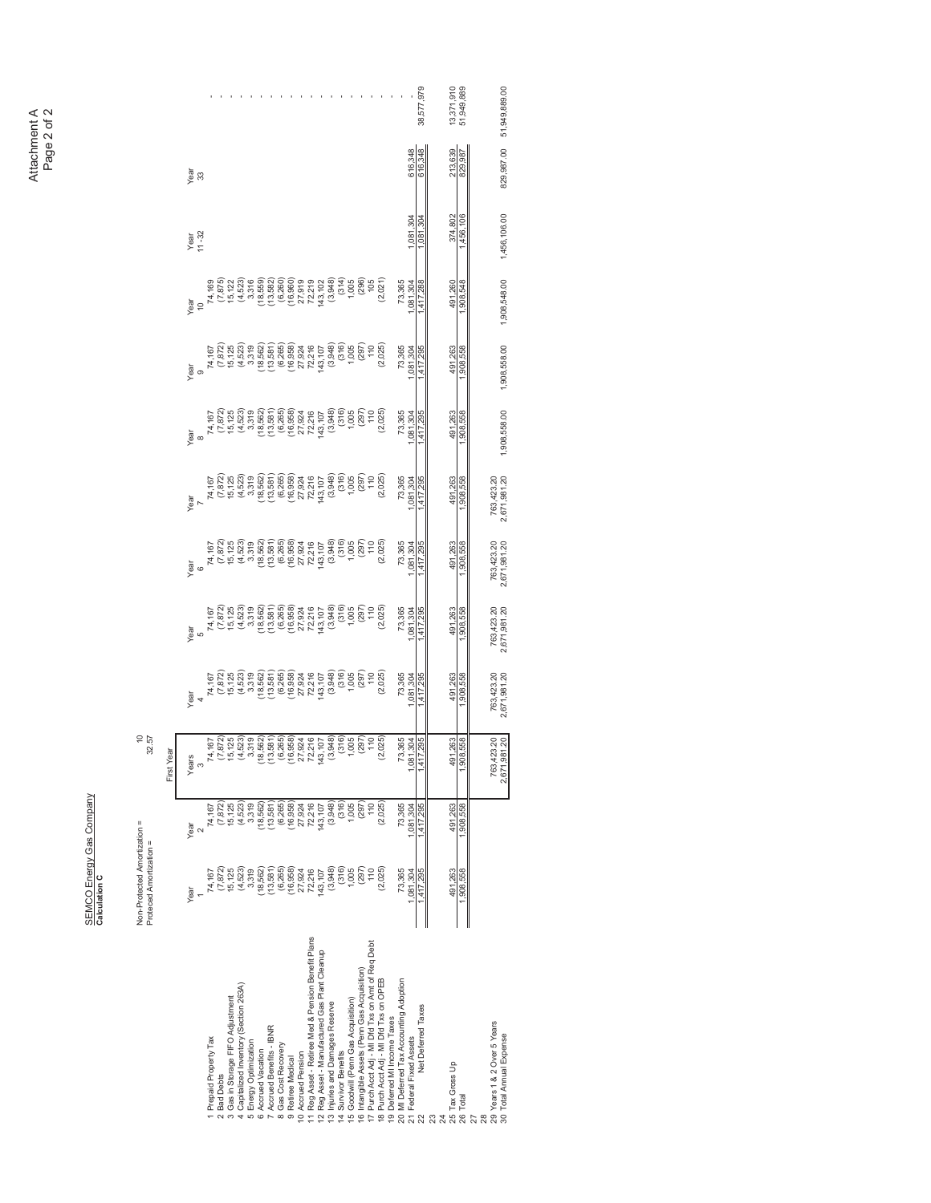Attachment A
Page 2 of 2

SEMCO Energy Gas Company
**Calculation C**

Non-Protected Amortization = 10
Protected Amortization = 32.57

| | Year 1 | Year 2 | First Year Years 3 | Year 4 | Year 5 | Year 6 | Year 7 | Year 8 | Year 9 | Year 10 | Year 11-32 | Year 33 | |
|---|---|---|---|---|---|---|---|---|---|---|---|---|---|
| 1 Prepaid Property Tax | 74,167 | 74,167 | 74,167 | 74,167 | 74,167 | 74,167 | 74,167 | 74,167 | 74,167 | 74,169 | | | - |
| 2 Bad Debts | (7,872) | (7,872) | (7,872) | (7,872) | (7,872) | (7,872) | (7,872) | (7,872) | (7,872) | (7,875) | | | - |
| 3 Gas in Storage FIFO Adjustment | 15,125 | 15,125 | 15,125 | 15,125 | 15,125 | 15,125 | 15,125 | 15,125 | 15,125 | 15,122 | | | - |
| 4 Capitalized Inventory (Section 263A) | (4,523) | (4,523) | (4,523) | (4,523) | (4,523) | (4,523) | (4,523) | (4,523) | (4,523) | (4,523) | | | - |
| 5 Energy Optimization | 3,319 | 3,319 | 3,319 | 3,319 | 3,319 | 3,319 | 3,319 | 3,319 | 3,319 | 3,316 | | | - |
| 6 Accrued Vacation | (18,562) | (18,562) | (18,562) | (18,562) | (18,562) | (18,562) | (18,562) | (18,562) | (18,562) | (18,559) | | | - |
| 7 Accrued Benefits - IBNR | (13,581) | (13,581) | (13,581) | (13,581) | (13,581) | (13,581) | (13,581) | (13,581) | (13,581) | (13,582) | | | - |
| 8 Gas Cost Recovery | (6,265) | (6,265) | (6,265) | (6,265) | (6,265) | (6,265) | (6,265) | (6,265) | (6,265) | (6,260) | | | - |
| 9 Retiree Medical | (16,958) | (16,958) | (16,958) | (16,958) | (16,958) | (16,958) | (16,958) | (16,958) | (16,958) | (16,960) | | | - |
| 10 Accrued Pension | 27,924 | 27,924 | 27,924 | 27,924 | 27,924 | 27,924 | 27,924 | 27,924 | 27,924 | 27,919 | | | - |
| 11 Reg Asset - Retiree Med & Pension Benefit Plans | 72,216 | 72,216 | 72,216 | 72,216 | 72,216 | 72,216 | 72,216 | 72,216 | 72,216 | 72,219 | | | - |
| 12 Reg Asset - Manufactured Gas Plant Cleanup | 143,107 | 143,107 | 143,107 | 143,107 | 143,107 | 143,107 | 143,107 | 143,107 | 143,107 | 143,102 | | | - |
| 13 Injuries and Damages Reserve | (3,948) | (3,948) | (3,948) | (3,948) | (3,948) | (3,948) | (3,948) | (3,948) | (3,948) | (3,948) | | | - |
| 14 Survivor Benefits | (316) | (316) | (316) | (316) | (316) | (316) | (316) | (316) | (316) | (314) | | | - |
| 15 Goodwill (Penn Gas Acquisition) | 1,005 | 1,005 | 1,005 | 1,005 | 1,005 | 1,005 | 1,005 | 1,005 | 1,005 | 1,005 | | | - |
| 16 Intangible Assets (Penn Gas Acquisition) | (297) | (297) | (297) | (297) | (297) | (297) | (297) | (297) | (297) | (296) | | | - |
| 17 Purch Acct Adj - MI Dfd Txs on Amt of Req Debt | 110 | 110 | 110 | 110 | 110 | 110 | 110 | 110 | 110 | 105 | | | - |
| 18 Purch Acct Adj - MI Dfd Txs on OPEB | (2,025) | (2,025) | (2,025) | (2,025) | (2,025) | (2,025) | (2,025) | (2,025) | (2,025) | (2,021) | | | - |
| 19 Deferred MI Income Taxes | | | | | | | | | | | | | - |
| 20 MI Deferred Tax Accounting Adoption | 73,365 | 73,365 | 73,365 | 73,365 | 73,365 | 73,365 | 73,365 | 73,365 | 73,365 | 73,365 | | | - |
| 21 Federal Fixed Assets | 1,081,304 | 1,081,304 | 1,081,304 | 1,081,304 | 1,081,304 | 1,081,304 | 1,081,304 | 1,081,304 | 1,081,304 | 1,081,304 | 1,081,304 | 616,348 | - |
| 22 Net Deferred Taxes | 1,417,295 | 1,417,295 | 1,417,295 | 1,417,295 | 1,417,295 | 1,417,295 | 1,417,295 | 1,417,295 | 1,417,295 | 1,417,288 | 1,081,304 | 616,348 | 38,577,979 |
| 23 | | | | | | | | | | | | | |
| 24 | | | | | | | | | | | | | |
| 25 Tax Gross Up | 491,263 | 491,263 | 491,263 | 491,263 | 491,263 | 491,263 | 491,263 | 491,263 | 491,263 | 491,260 | 374,802 | 213,639 | 13,371,910 |
| 26 Total | 1,908,558 | 1,908,558 | 1,908,558 | 1,908,558 | 1,908,558 | 1,908,558 | 1,908,558 | 1,908,558 | 1,908,558 | 1,908,548 | 1,456,106 | 829,987 | 51,949,889 |
| 27 | | | | | | | | | | | | | |
| 28 | | | | | | | | | | | | | |
| 29 Years 1 & 2 Over 5 Years | | | 763,423.20 | 763,423.20 | 763,423.20 | 763,423.20 | 763,423.20 | | | | | | |
| 30 Total Annual Expense | | | 2,671,981.20 | 2,671,981.20 | 2,671,981.20 | 2,671,981.20 | 2,671,981.20 | 1,908,558.00 | 1,908,558.00 | 1,908,548.00 | 1,456,106.00 | 829,987.00 | 51,949,889.00 |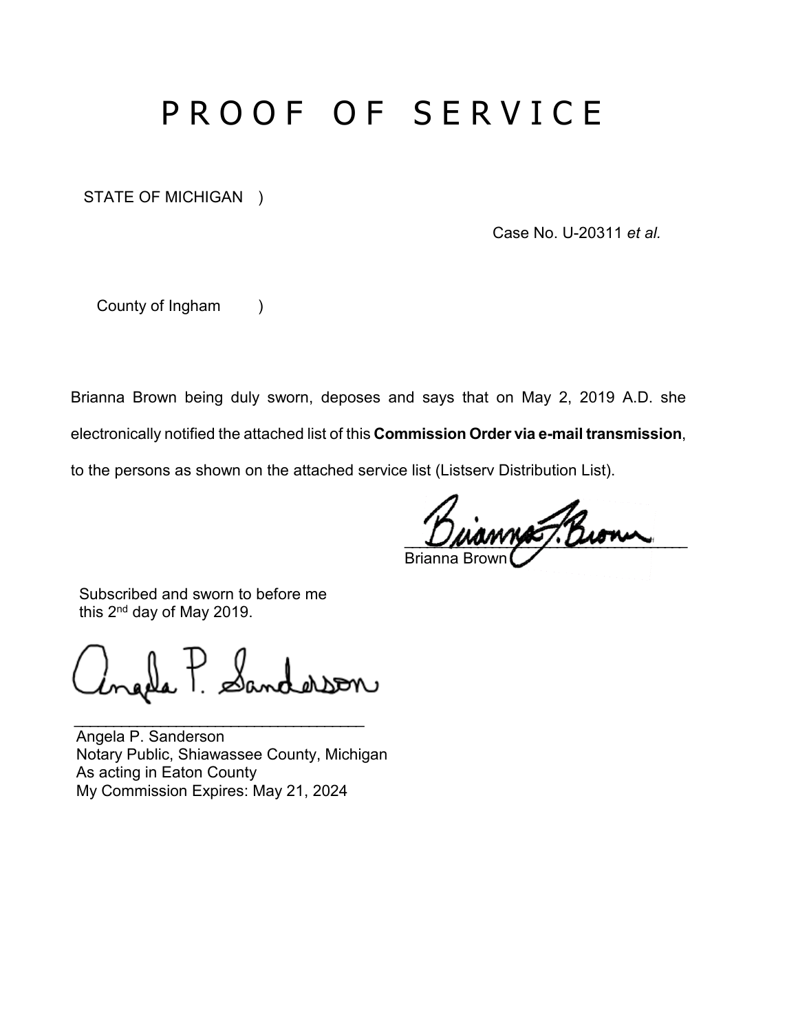# P R O O F O F S E R V I C E

STATE OF MICHIGAN )

Case No. U-20311 *et al.*

County of Ingham )

Brianna Brown being duly sworn, deposes and says that on May 2, 2019 A.D. she electronically notified the attached list of this **Commission Order via e-mail transmission**, to the persons as shown on the attached service list (Listserv Distribution List).

\_\_\_\_\_\_\_\_\_\_\_\_\_\_\_\_\_\_\_\_\_\_\_\_\_\_\_\_\_\_
Brianna Brown

Subscribed and sworn to before me this 2nd day of May 2019.

\_\_\_\_\_\_\_\_\_\_\_\_\_\_\_\_\_\_\_\_\_\_\_\_\_\_\_\_\_\_
Angela P. Sanderson
Notary Public, Shiawassee County, Michigan
As acting in Eaton County
My Commission Expires: May 21, 2024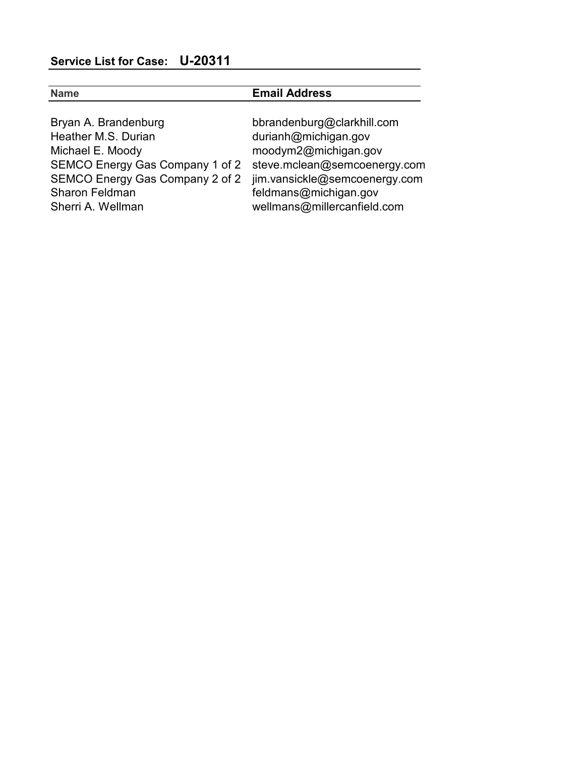**Service List for Case: U-20311**

| Name | Email Address |
| --- | --- |
| Bryan A. Brandenburg | bbrandenburg@clarkhill.com |
| Heather M.S. Durian | durianh@michigan.gov |
| Michael E. Moody | moodym2@michigan.gov |
| SEMCO Energy Gas Company 1 of 2 | steve.mclean@semcoenergy.com |
| SEMCO Energy Gas Company 2 of 2 | jim.vansickle@semcoenergy.com |
| Sharon Feldman | feldmans@michigan.gov |
| Sherri A. Wellman | wellmans@millercanfield.com |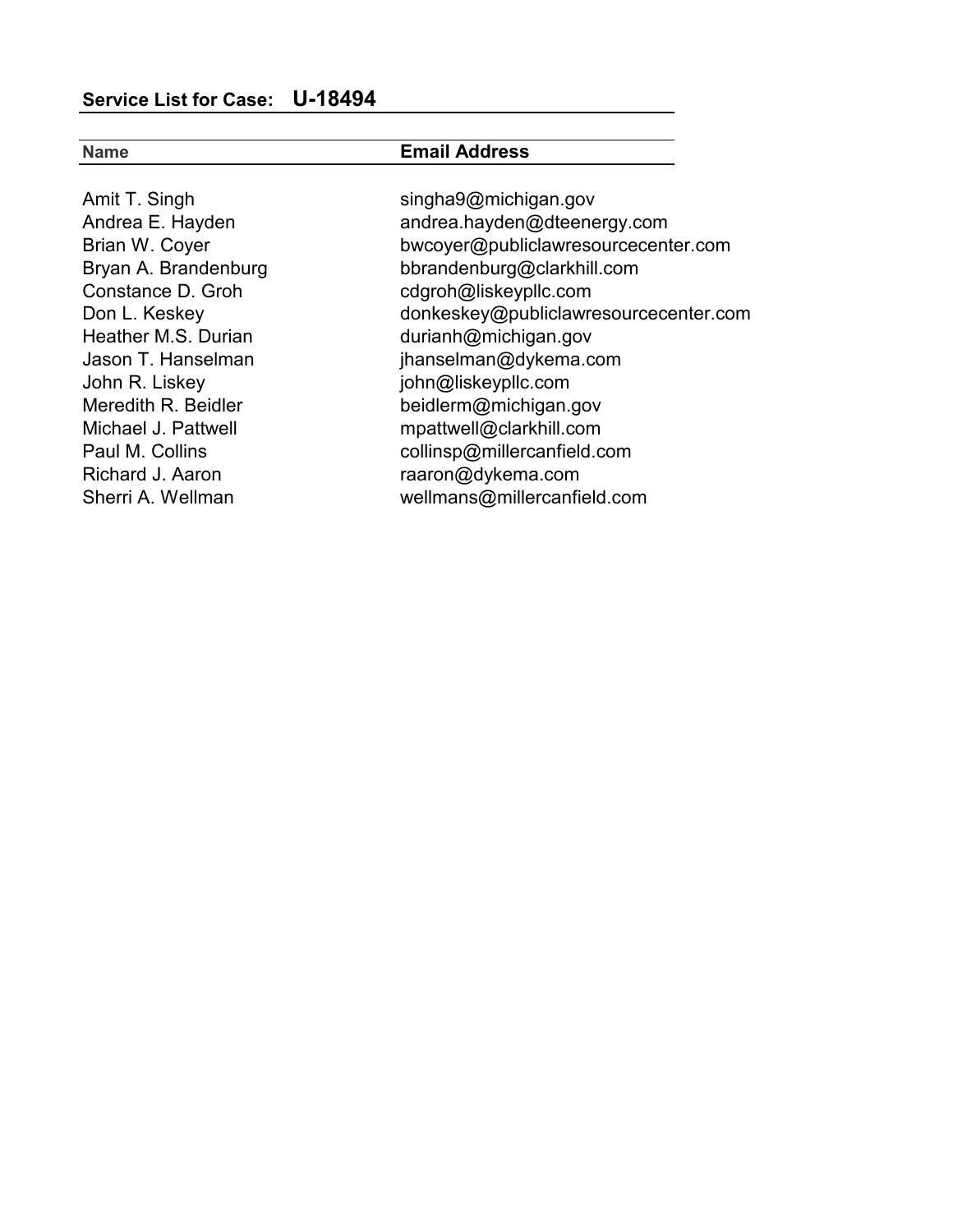**Service List for Case: U-18494**

| Name | Email Address |
|---|---|
| Amit T. Singh | singha9@michigan.gov |
| Andrea E. Hayden | andrea.hayden@dteenergy.com |
| Brian W. Coyer | bwcoyer@publiclawresourcecenter.com |
| Bryan A. Brandenburg | bbrandenburg@clarkhill.com |
| Constance D. Groh | cdgroh@liskeypllc.com |
| Don L. Keskey | donkeskey@publiclawresourcecenter.com |
| Heather M.S. Durian | durianh@michigan.gov |
| Jason T. Hanselman | jhanselman@dykema.com |
| John R. Liskey | john@liskeypllc.com |
| Meredith R. Beidler | beidlerm@michigan.gov |
| Michael J. Pattwell | mpattwell@clarkhill.com |
| Paul M. Collins | collinsp@millercanfield.com |
| Richard J. Aaron | raaron@dykema.com |
| Sherri A. Wellman | wellmans@millercanfield.com |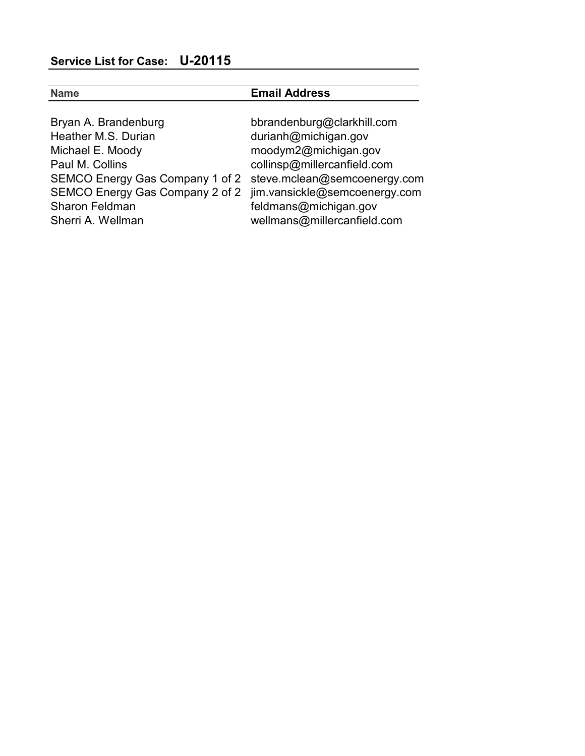**Service List for Case: U-20115**

| Name | Email Address |
| --- | --- |
| Bryan A. Brandenburg | bbrandenburg@clarkhill.com |
| Heather M.S. Durian | durianh@michigan.gov |
| Michael E. Moody | moodym2@michigan.gov |
| Paul M. Collins | collinsp@millercanfield.com |
| SEMCO Energy Gas Company 1 of 2 | steve.mclean@semcoenergy.com |
| SEMCO Energy Gas Company 2 of 2 | jim.vansickle@semcoenergy.com |
| Sharon Feldman | feldmans@michigan.gov |
| Sherri A. Wellman | wellmans@millercanfield.com |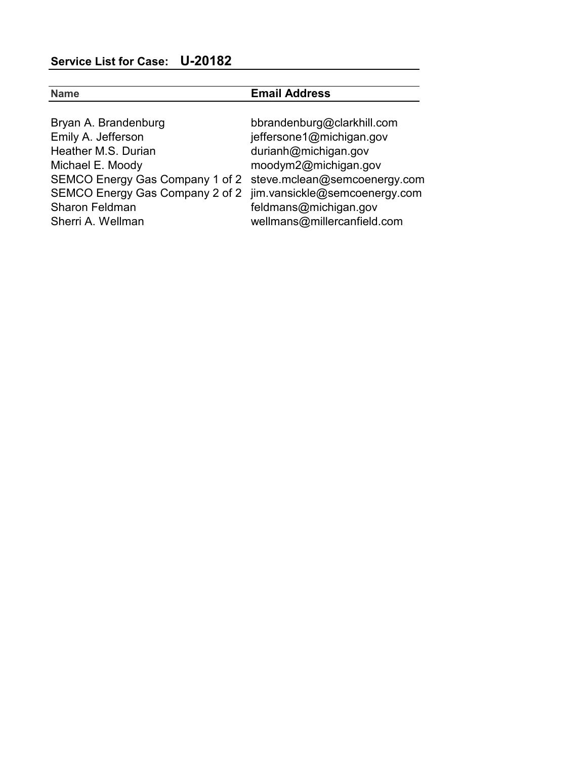**Service List for Case: U-20182**

| Name | Email Address |
| --- | --- |
| Bryan A. Brandenburg | bbrandenburg@clarkhill.com |
| Emily A. Jefferson | jeffersone1@michigan.gov |
| Heather M.S. Durian | durianh@michigan.gov |
| Michael E. Moody | moodym2@michigan.gov |
| SEMCO Energy Gas Company 1 of 2 | steve.mclean@semcoenergy.com |
| SEMCO Energy Gas Company 2 of 2 | jim.vansickle@semcoenergy.com |
| Sharon Feldman | feldmans@michigan.gov |
| Sherri A. Wellman | wellmans@millercanfield.com |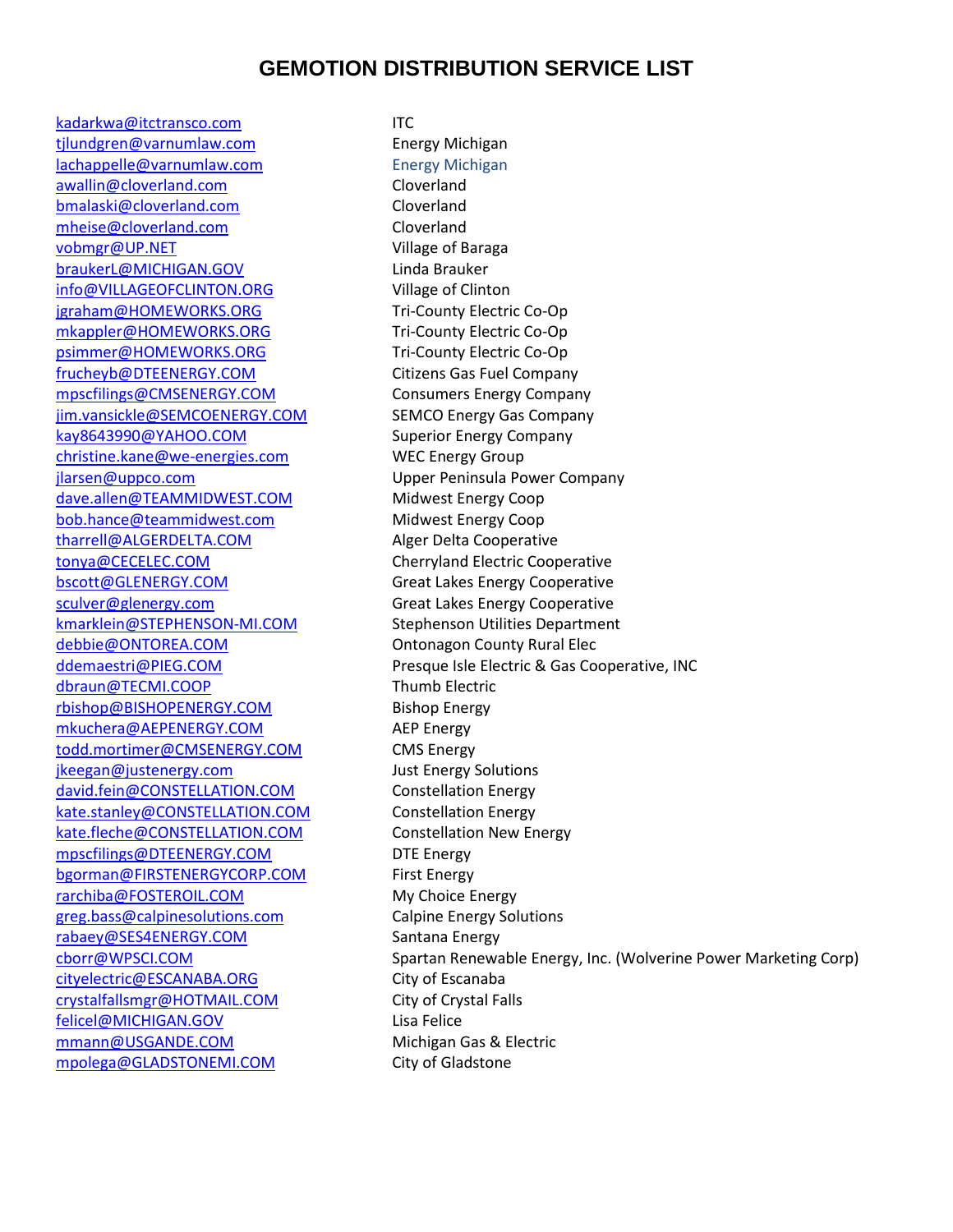# GEMOTION DISTRIBUTION SERVICE LIST

| | |
|---|---|
| kadarkwa@itctransco.com | ITC |
| tjlundgren@varnumlaw.com | Energy Michigan |
| lachappelle@varnumlaw.com | Energy Michigan |
| awallin@cloverland.com | Cloverland |
| bmalaski@cloverland.com | Cloverland |
| mheise@cloverland.com | Cloverland |
| vobmgr@UP.NET | Village of Baraga |
| braukerL@MICHIGAN.GOV | Linda Brauker |
| info@VILLAGEOFCLINTON.ORG | Village of Clinton |
| jgraham@HOMEWORKS.ORG | Tri-County Electric Co-Op |
| mkappler@HOMEWORKS.ORG | Tri-County Electric Co-Op |
| psimmer@HOMEWORKS.ORG | Tri-County Electric Co-Op |
| frucheyb@DTEENERGY.COM | Citizens Gas Fuel Company |
| mpscfilings@CMSENERGY.COM | Consumers Energy Company |
| jim.vansickle@SEMCOENERGY.COM | SEMCO Energy Gas Company |
| kay8643990@YAHOO.COM | Superior Energy Company |
| christine.kane@we-energies.com | WEC Energy Group |
| jlarsen@uppco.com | Upper Peninsula Power Company |
| dave.allen@TEAMMIDWEST.COM | Midwest Energy Coop |
| bob.hance@teammidwest.com | Midwest Energy Coop |
| tharrell@ALGERDELTA.COM | Alger Delta Cooperative |
| tonya@CECELEC.COM | Cherryland Electric Cooperative |
| bscott@GLENERGY.COM | Great Lakes Energy Cooperative |
| sculver@glenergy.com | Great Lakes Energy Cooperative |
| kmarklein@STEPHENSON-MI.COM | Stephenson Utilities Department |
| debbie@ONTOREA.COM | Ontonagon County Rural Elec |
| ddemaestri@PIEG.COM | Presque Isle Electric & Gas Cooperative, INC |
| dbraun@TECMI.COOP | Thumb Electric |
| rbishop@BISHOPENERGY.COM | Bishop Energy |
| mkuchera@AEPENERGY.COM | AEP Energy |
| todd.mortimer@CMSENERGY.COM | CMS Energy |
| jkeegan@justenergy.com | Just Energy Solutions |
| david.fein@CONSTELLATION.COM | Constellation Energy |
| kate.stanley@CONSTELLATION.COM | Constellation Energy |
| kate.fleche@CONSTELLATION.COM | Constellation New Energy |
| mpscfilings@DTEENERGY.COM | DTE Energy |
| bgorman@FIRSTENERGYCORP.COM | First Energy |
| rarchiba@FOSTEROIL.COM | My Choice Energy |
| greg.bass@calpinesolutions.com | Calpine Energy Solutions |
| rabaey@SES4ENERGY.COM | Santana Energy |
| cborr@WPSCI.COM | Spartan Renewable Energy, Inc. (Wolverine Power Marketing Corp) |
| cityelectric@ESCANABA.ORG | City of Escanaba |
| crystalfallsmgr@HOTMAIL.COM | City of Crystal Falls |
| felicel@MICHIGAN.GOV | Lisa Felice |
| mmann@USGANDE.COM | Michigan Gas & Electric |
| mpolega@GLADSTONEMI.COM | City of Gladstone |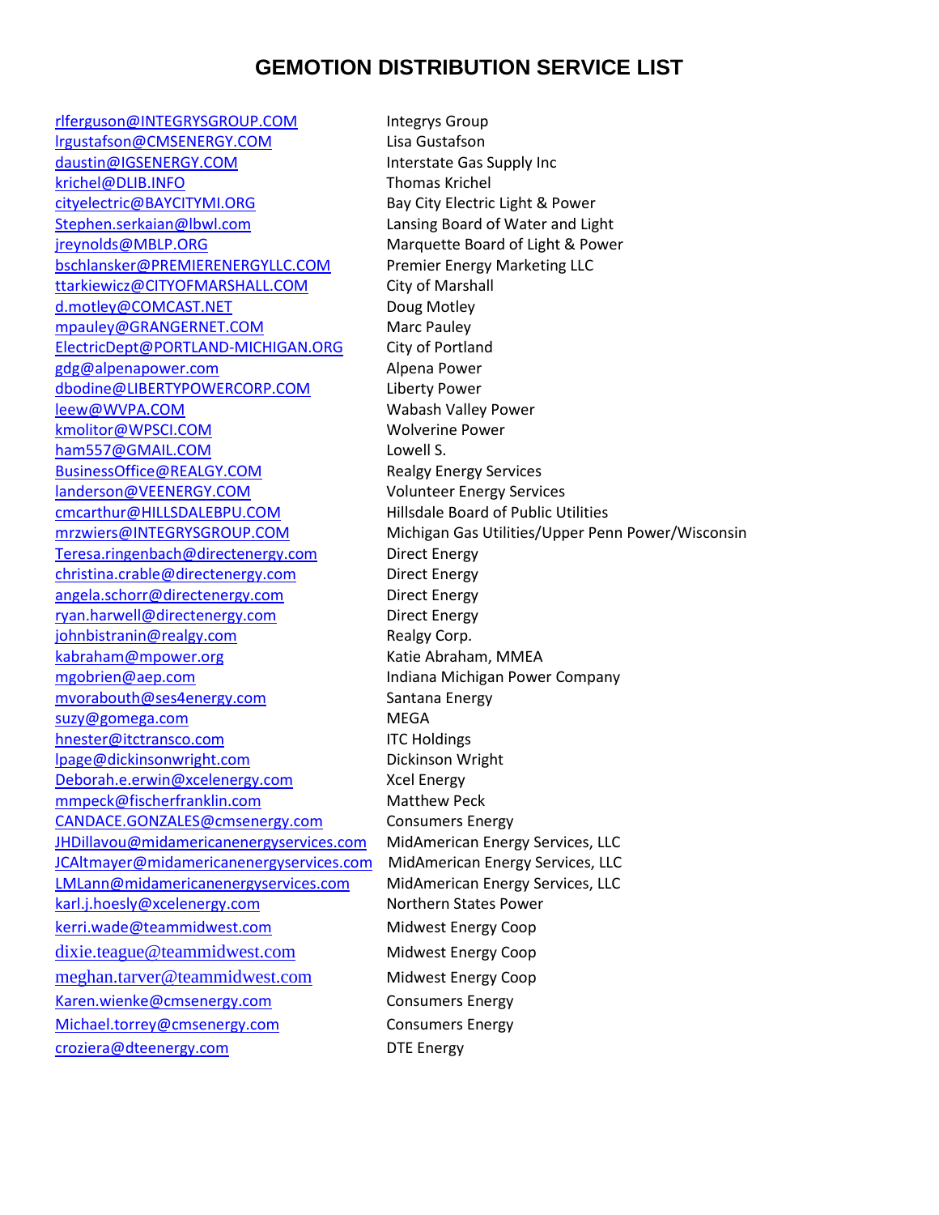# GEMOTION DISTRIBUTION SERVICE LIST

| | |
|---|---|
| rlferguson@INTEGRYSGROUP.COM | Integrys Group |
| lrgustafson@CMSENERGY.COM | Lisa Gustafson |
| daustin@IGSENERGY.COM | Interstate Gas Supply Inc |
| krichel@DLIB.INFO | Thomas Krichel |
| cityelectric@BAYCITYMI.ORG | Bay City Electric Light & Power |
| Stephen.serkaian@lbwl.com | Lansing Board of Water and Light |
| jreynolds@MBLP.ORG | Marquette Board of Light & Power |
| bschlansker@PREMIERENERGYLLC.COM | Premier Energy Marketing LLC |
| ttarkiewicz@CITYOFMARSHALL.COM | City of Marshall |
| d.motley@COMCAST.NET | Doug Motley |
| mpauley@GRANGERNET.COM | Marc Pauley |
| ElectricDept@PORTLAND-MICHIGAN.ORG | City of Portland |
| gdg@alpenapower.com | Alpena Power |
| dbodine@LIBERTYPOWERCORP.COM | Liberty Power |
| leew@WVPA.COM | Wabash Valley Power |
| kmolitor@WPSCI.COM | Wolverine Power |
| ham557@GMAIL.COM | Lowell S. |
| BusinessOffice@REALGY.COM | Realgy Energy Services |
| landerson@VEENERGY.COM | Volunteer Energy Services |
| cmcarthur@HILLSDALEBPU.COM | Hillsdale Board of Public Utilities |
| mrzwiers@INTEGRYSGROUP.COM | Michigan Gas Utilities/Upper Penn Power/Wisconsin |
| Teresa.ringenbach@directenergy.com | Direct Energy |
| christina.crable@directenergy.com | Direct Energy |
| angela.schorr@directenergy.com | Direct Energy |
| ryan.harwell@directenergy.com | Direct Energy |
| johnbistranin@realgy.com | Realgy Corp. |
| kabraham@mpower.org | Katie Abraham, MMEA |
| mgobrien@aep.com | Indiana Michigan Power Company |
| mvorabouth@ses4energy.com | Santana Energy |
| suzy@gomega.com | MEGA |
| hnester@itctransco.com | ITC Holdings |
| lpage@dickinsonwright.com | Dickinson Wright |
| Deborah.e.erwin@xcelenergy.com | Xcel Energy |
| mmpeck@fischerfranklin.com | Matthew Peck |
| CANDACE.GONZALES@cmsenergy.com | Consumers Energy |
| JHDillavou@midamericanenergyservices.com | MidAmerican Energy Services, LLC |
| JCAltmayer@midamericanenergyservices.com | MidAmerican Energy Services, LLC |
| LMLann@midamericanenergyservices.com | MidAmerican Energy Services, LLC |
| karl.j.hoesly@xcelenergy.com | Northern States Power |
| kerri.wade@teammidwest.com | Midwest Energy Coop |
| dixie.teague@teammidwest.com | Midwest Energy Coop |
| meghan.tarver@teammidwest.com | Midwest Energy Coop |
| Karen.wienke@cmsenergy.com | Consumers Energy |
| Michael.torrey@cmsenergy.com | Consumers Energy |
| croziera@dteenergy.com | DTE Energy |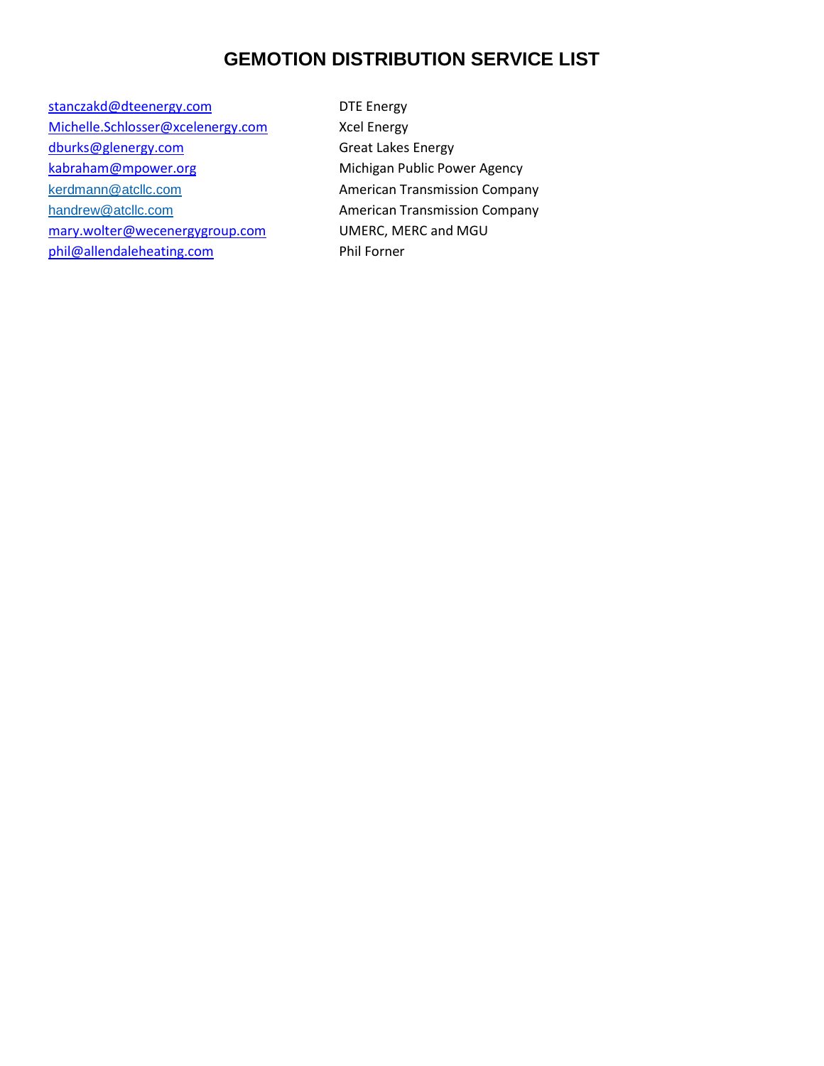# GEMOTION DISTRIBUTION SERVICE LIST

| | |
|---|---|
| stanczakd@dteenergy.com | DTE Energy |
| Michelle.Schlosser@xcelenergy.com | Xcel Energy |
| dburks@glenergy.com | Great Lakes Energy |
| kabraham@mpower.org | Michigan Public Power Agency |
| kerdmann@atcllc.com | American Transmission Company |
| handrew@atcllc.com | American Transmission Company |
| mary.wolter@wecenergygroup.com | UMERC, MERC and MGU |
| phil@allendaleheating.com | Phil Forner |